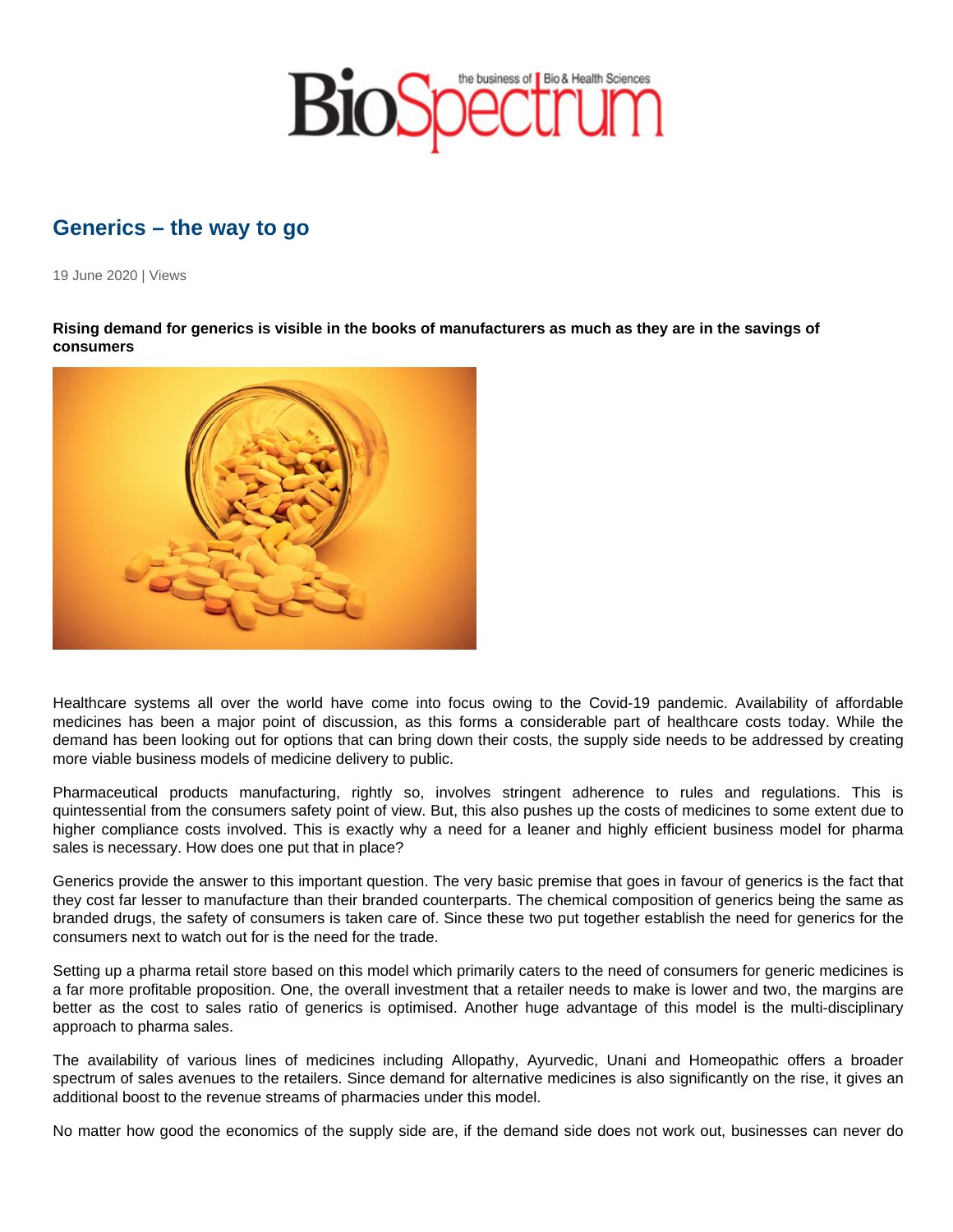# Generics – the way to go

19 June 2020 | Views

**Rising demand for generics is visible in the books of manufacturers as much as they are in the savings of consumers**

Healthcare systems all over the world have come into focus owing to the Covid-19 pandemic. Availability of affordable medicines has been a major point of discussion, as this forms a considerable part of healthcare costs today. While the demand has been looking out for options that can bring down their costs, the supply side needs to be addressed by creating more viable business models of medicine delivery to public.

Pharmaceutical products manufacturing, rightly so, involves stringent adherence to rules and regulations. This is quintessential from the consumers safety point of view. But, this also pushes up the costs of medicines to some extent due to higher compliance costs involved. This is exactly why a need for a leaner and highly efficient business model for pharma sales is necessary. How does one put that in place?

Generics provide the answer to this important question. The very basic premise that goes in favour of generics is the fact that they cost far lesser to manufacture than their branded counterparts. The chemical composition of generics being the same as branded drugs, the safety of consumers is taken care of. Since these two put together establish the need for generics for the consumers next to watch out for is the need for the trade.

Setting up a pharma retail store based on this model which primarily caters to the need of consumers for generic medicines is a far more profitable proposition. One, the overall investment that a retailer needs to make is lower and two, the margins are better as the cost to sales ratio of generics is optimised. Another huge advantage of this model is the multi-disciplinary approach to pharma sales.

The availability of various lines of medicines including Allopathy, Ayurvedic, Unani and Homeopathic offers a broader spectrum of sales avenues to the retailers. Since demand for alternative medicines is also significantly on the rise, it gives an additional boost to the revenue streams of pharmacies under this model.

No matter how good the economics of the supply side are, if the demand side does not work out, businesses can never do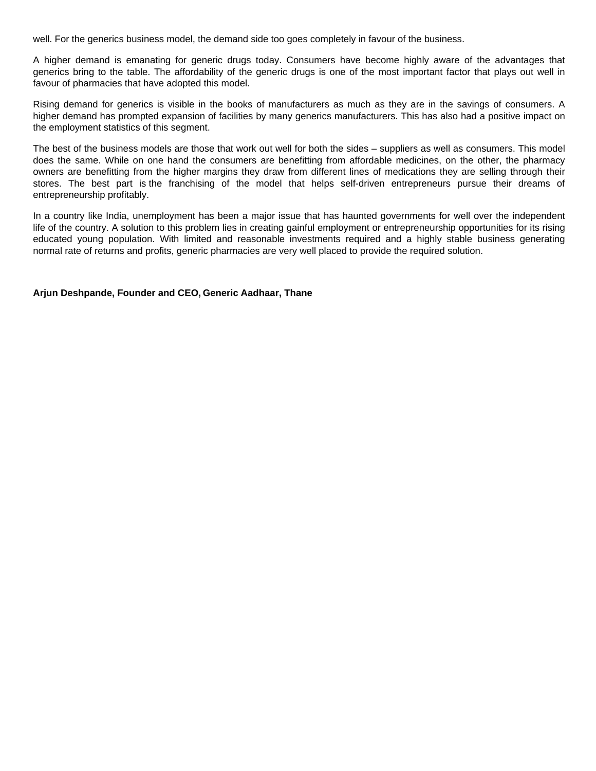well. For the generics business model, the demand side too goes completely in favour of the business.

A higher demand is emanating for generic drugs today. Consumers have become highly aware of the advantages that generics bring to the table. The affordability of the generic drugs is one of the most important factor that plays out well in favour of pharmacies that have adopted this model.

Rising demand for generics is visible in the books of manufacturers as much as they are in the savings of consumers. A higher demand has prompted expansion of facilities by many generics manufacturers. This has also had a positive impact on the employment statistics of this segment.

The best of the business models are those that work out well for both the sides – suppliers as well as consumers. This model does the same. While on one hand the consumers are benefitting from affordable medicines, on the other, the pharmacy owners are benefitting from the higher margins they draw from different lines of medications they are selling through their stores. The best part is the franchising of the model that helps self-driven entrepreneurs pursue their dreams of entrepreneurship profitably.

In a country like India, unemployment has been a major issue that has haunted governments for well over the independent life of the country. A solution to this problem lies in creating gainful employment or entrepreneurship opportunities for its rising educated young population. With limited and reasonable investments required and a highly stable business generating normal rate of returns and profits, generic pharmacies are very well placed to provide the required solution.

**Arjun Deshpande, Founder and CEO, Generic Aadhaar, Thane**